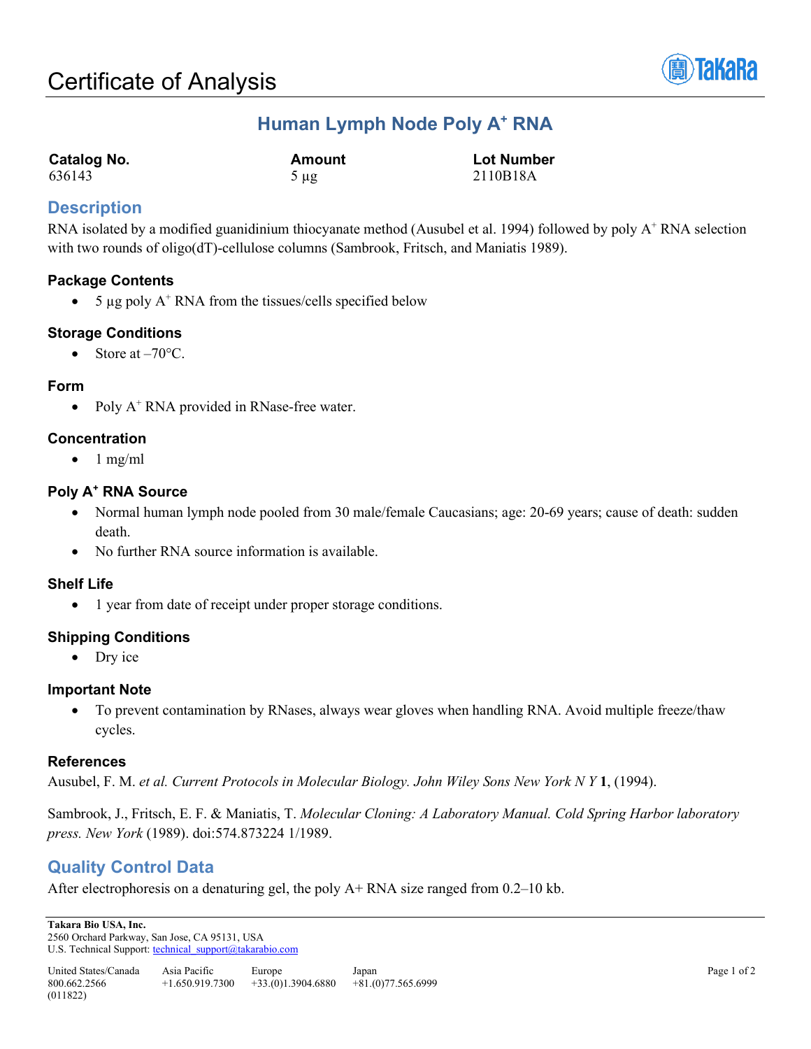# Certificate of Analysis

## Human Lymph Node Poly A$^+$ RNA

| Catalog No. | Amount | Lot Number |
|---|---|---|
| 636143 | 5 µg | 2110B18A |

## Description

RNA isolated by a modified guanidinium thiocyanate method (Ausubel et al. 1994) followed by poly A$^+$ RNA selection with two rounds of oligo(dT)-cellulose columns (Sambrook, Fritsch, and Maniatis 1989).

### Package Contents

- 5 µg poly A$^+$ RNA from the tissues/cells specified below

### Storage Conditions

- Store at –70°C.

### Form

- Poly A$^+$ RNA provided in RNase-free water.

### Concentration

- 1 mg/ml

### Poly A$^+$ RNA Source

- Normal human lymph node pooled from 30 male/female Caucasians; age: 20-69 years; cause of death: sudden death.
- No further RNA source information is available.

### Shelf Life

- 1 year from date of receipt under proper storage conditions.

### Shipping Conditions

- Dry ice

### Important Note

- To prevent contamination by RNases, always wear gloves when handling RNA. Avoid multiple freeze/thaw cycles.

### References

Ausubel, F. M. *et al. Current Protocols in Molecular Biology. John Wiley Sons New York N Y* **1**, (1994).

Sambrook, J., Fritsch, E. F. & Maniatis, T. *Molecular Cloning: A Laboratory Manual. Cold Spring Harbor laboratory press. New York* (1989). doi:574.873224 1/1989.

## Quality Control Data

After electrophoresis on a denaturing gel, the poly A+ RNA size ranged from 0.2–10 kb.

**Takara Bio USA, Inc.**
2560 Orchard Parkway, San Jose, CA 95131, USA
U.S. Technical Support: technical_support@takarabio.com

| United States/Canada | Asia Pacific | Europe | Japan |
|---|---|---|---|
| 800.662.2566 | +1.650.919.7300 | +33.(0)1.3904.6880 | +81.(0)77.565.6999 |

(011822)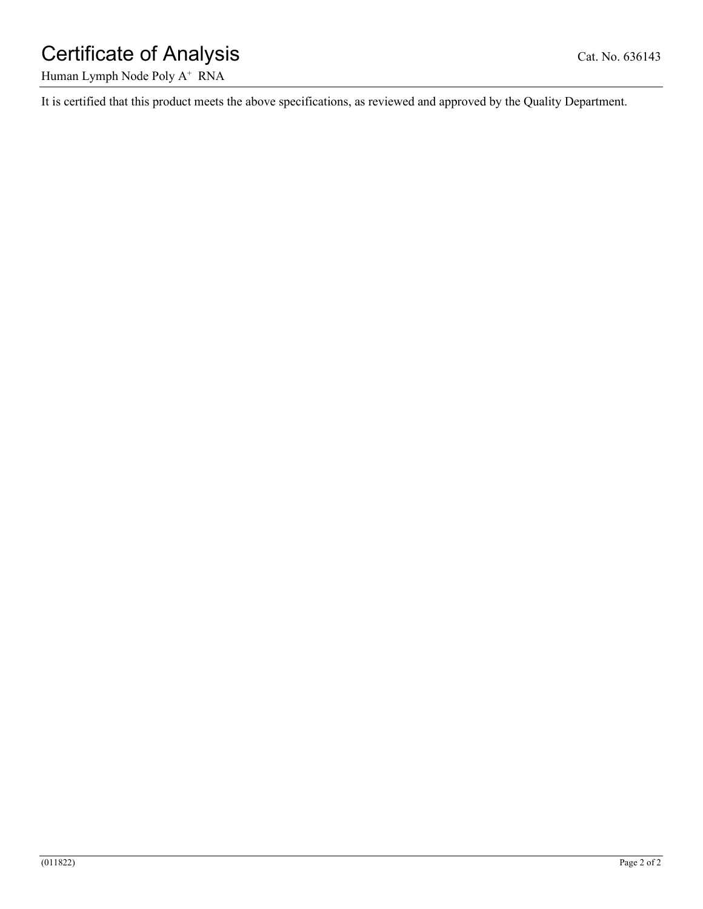It is certified that this product meets the above specifications, as reviewed and approved by the Quality Department.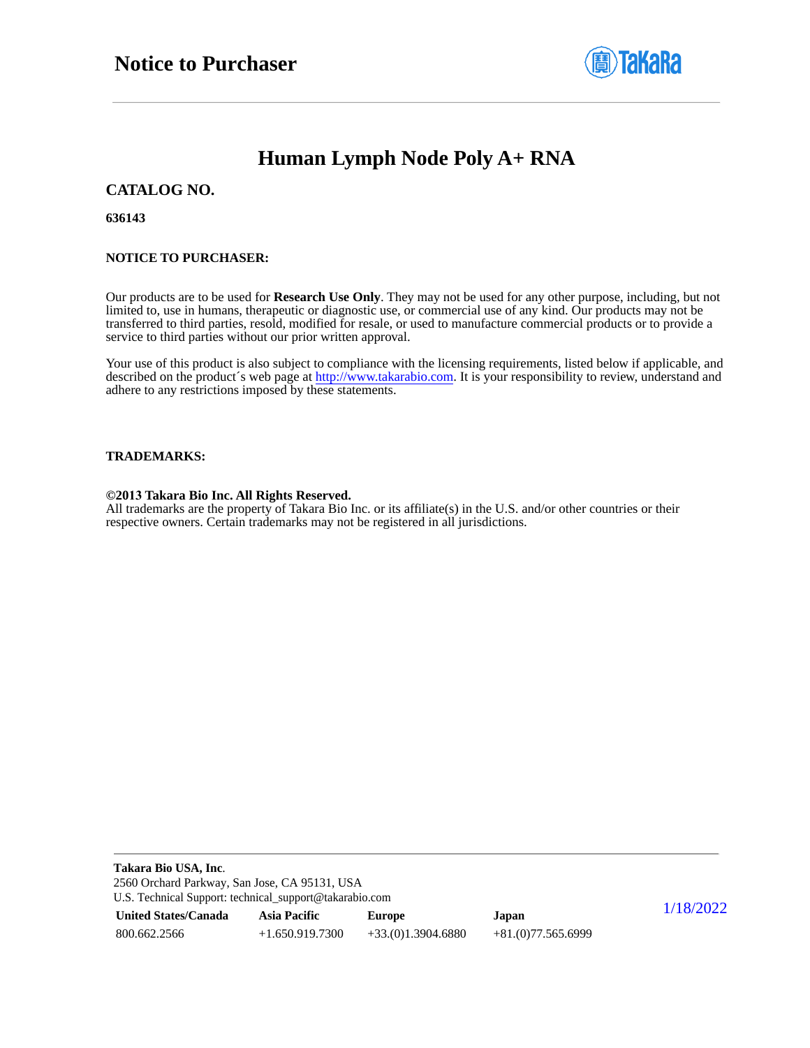# Notice to Purchaser

## Human Lymph Node Poly A+ RNA

### CATALOG NO.

**636143**

**NOTICE TO PURCHASER:**

Our products are to be used for **Research Use Only**. They may not be used for any other purpose, including, but not limited to, use in humans, therapeutic or diagnostic use, or commercial use of any kind. Our products may not be transferred to third parties, resold, modified for resale, or used to manufacture commercial products or to provide a service to third parties without our prior written approval.

Your use of this product is also subject to compliance with the licensing requirements, listed below if applicable, and described on the product´s web page at http://www.takarabio.com. It is your responsibility to review, understand and adhere to any restrictions imposed by these statements.

**TRADEMARKS:**

**©2013 Takara Bio Inc. All Rights Reserved.**
All trademarks are the property of Takara Bio Inc. or its affiliate(s) in the U.S. and/or other countries or their respective owners. Certain trademarks may not be registered in all jurisdictions.

**Takara Bio USA, Inc.**
2560 Orchard Parkway, San Jose, CA 95131, USA
U.S. Technical Support: technical_support@takarabio.com

| United States/Canada | Asia Pacific | Europe | Japan |
|---|---|---|---|
| 800.662.2566 | +1.650.919.7300 | +33.(0)1.3904.6880 | +81.(0)77.565.6999 |

1/18/2022